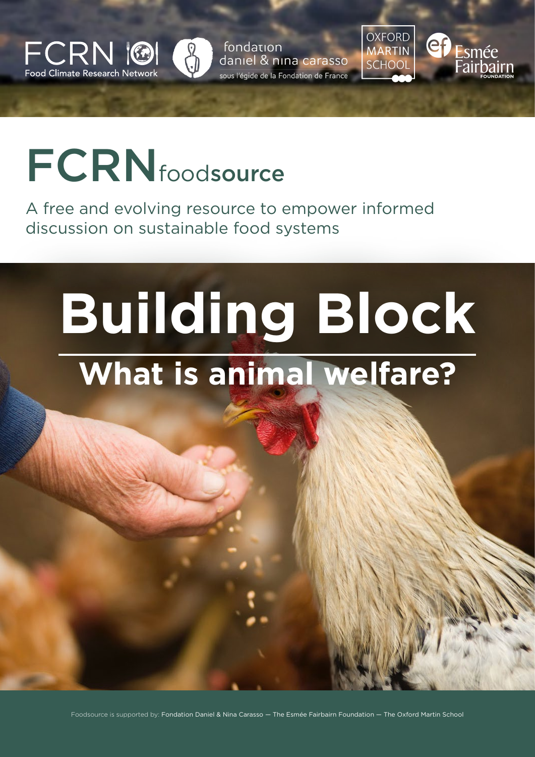FCRN Food Climate Research Network

fondation daniel & nina carasso
sous l'égide de la Fondation de France

OXFORD MARTIN SCHOOL

Esmée Fairbairn FOUNDATION

# FCRN foodsource

A free and evolving resource to empower informed discussion on sustainable food systems

# Building Block

## What is animal welfare?

Foodsource is supported by: Fondation Daniel & Nina Carasso — The Esmée Fairbairn Foundation — The Oxford Martin School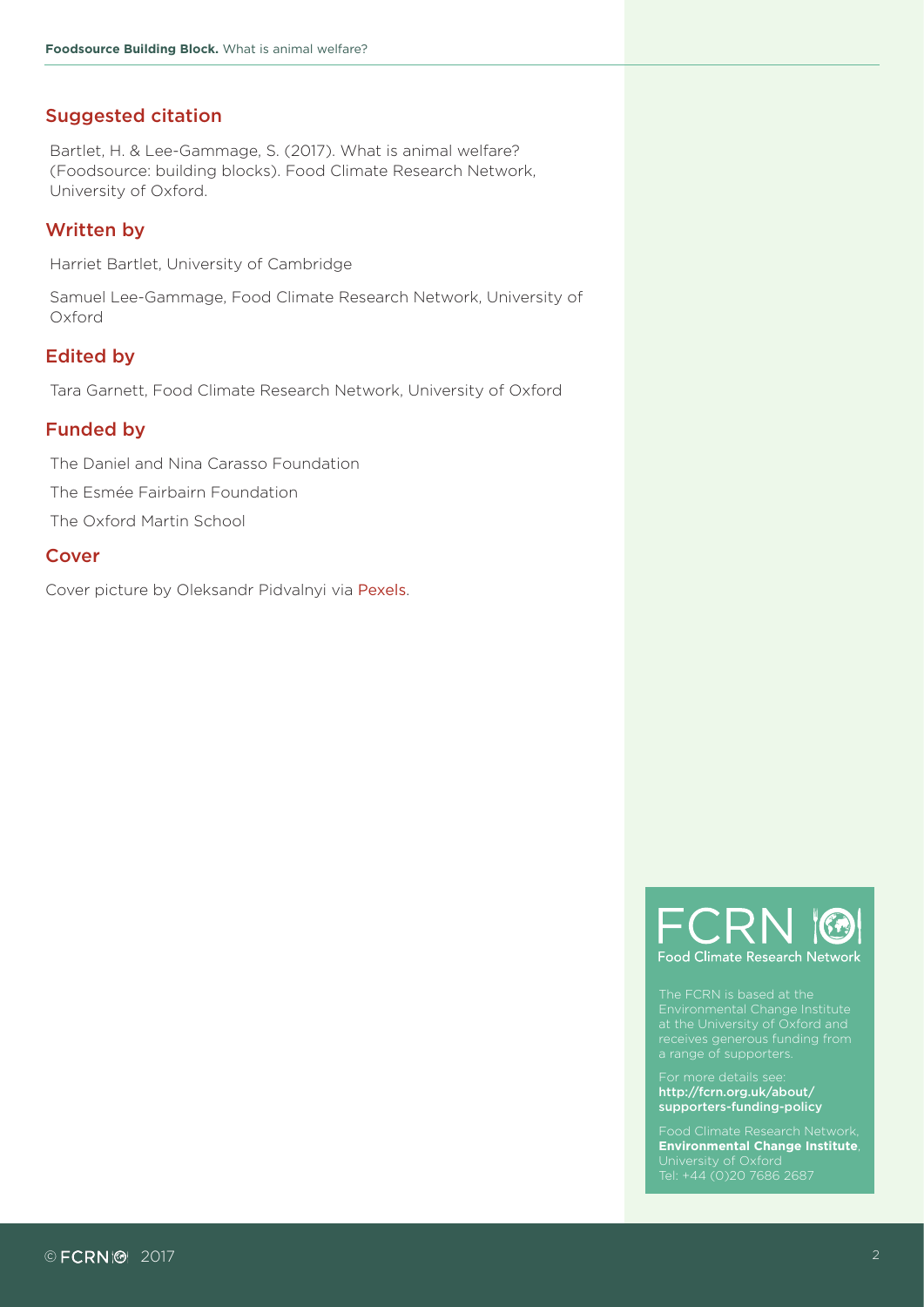## Suggested citation

Bartlet, H. & Lee-Gammage, S. (2017). What is animal welfare? (Foodsource: building blocks). Food Climate Research Network, University of Oxford.

## Written by

Harriet Bartlet, University of Cambridge

Samuel Lee-Gammage, Food Climate Research Network, University of Oxford

## Edited by

Tara Garnett, Food Climate Research Network, University of Oxford

## Funded by

The Daniel and Nina Carasso Foundation

The Esmée Fairbairn Foundation

The Oxford Martin School

## Cover

Cover picture by Oleksandr Pidvalnyi via Pexels.

FCRN
Food Climate Research Network

The FCRN is based at the Environmental Change Institute at the University of Oxford and receives generous funding from a range of supporters.

For more details see: **http://fcrn.org.uk/about/supporters-funding-policy**

Food Climate Research Network, **Environmental Change Institute**, University of Oxford
Tel: +44 (0)20 7686 2687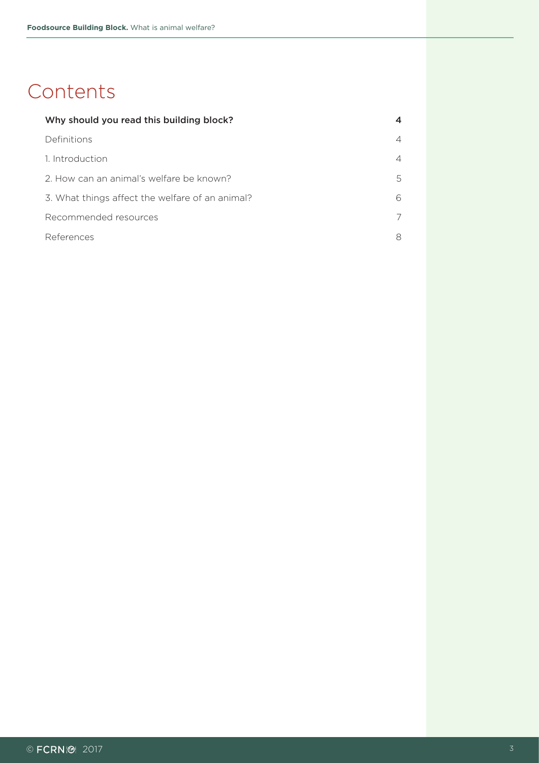# Contents

| | |
|---|---|
| **Why should you read this building block?** | **4** |
| Definitions | 4 |
| 1. Introduction | 4 |
| 2. How can an animal's welfare be known? | 5 |
| 3. What things affect the welfare of an animal? | 6 |
| Recommended resources | 7 |
| References | 8 |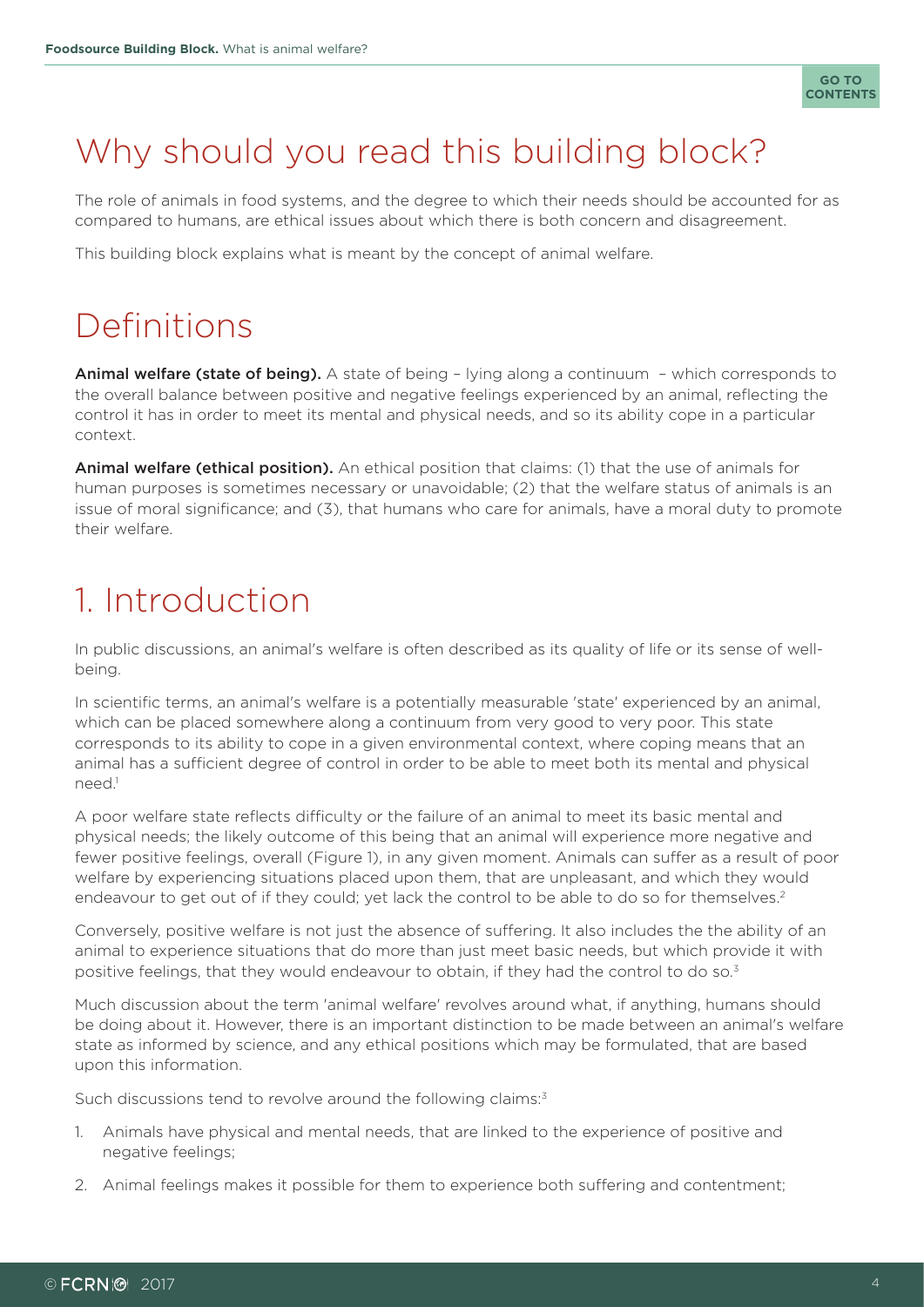# Why should you read this building block?

The role of animals in food systems, and the degree to which their needs should be accounted for as compared to humans, are ethical issues about which there is both concern and disagreement.

This building block explains what is meant by the concept of animal welfare.

# Definitions

**Animal welfare (state of being).** A state of being – lying along a continuum – which corresponds to the overall balance between positive and negative feelings experienced by an animal, reflecting the control it has in order to meet its mental and physical needs, and so its ability cope in a particular context.

**Animal welfare (ethical position).** An ethical position that claims: (1) that the use of animals for human purposes is sometimes necessary or unavoidable; (2) that the welfare status of animals is an issue of moral significance; and (3), that humans who care for animals, have a moral duty to promote their welfare.

# 1. Introduction

In public discussions, an animal's welfare is often described as its quality of life or its sense of well-being.

In scientific terms, an animal's welfare is a potentially measurable 'state' experienced by an animal, which can be placed somewhere along a continuum from very good to very poor. This state corresponds to its ability to cope in a given environmental context, where coping means that an animal has a sufficient degree of control in order to be able to meet both its mental and physical need.[1]

A poor welfare state reflects difficulty or the failure of an animal to meet its basic mental and physical needs; the likely outcome of this being that an animal will experience more negative and fewer positive feelings, overall (Figure 1), in any given moment. Animals can suffer as a result of poor welfare by experiencing situations placed upon them, that are unpleasant, and which they would endeavour to get out of if they could; yet lack the control to be able to do so for themselves.[2]

Conversely, positive welfare is not just the absence of suffering. It also includes the the ability of an animal to experience situations that do more than just meet basic needs, but which provide it with positive feelings, that they would endeavour to obtain, if they had the control to do so.[3]

Much discussion about the term 'animal welfare' revolves around what, if anything, humans should be doing about it. However, there is an important distinction to be made between an animal's welfare state as informed by science, and any ethical positions which may be formulated, that are based upon this information.

Such discussions tend to revolve around the following claims:[3]

1. Animals have physical and mental needs, that are linked to the experience of positive and negative feelings;
2. Animal feelings makes it possible for them to experience both suffering and contentment;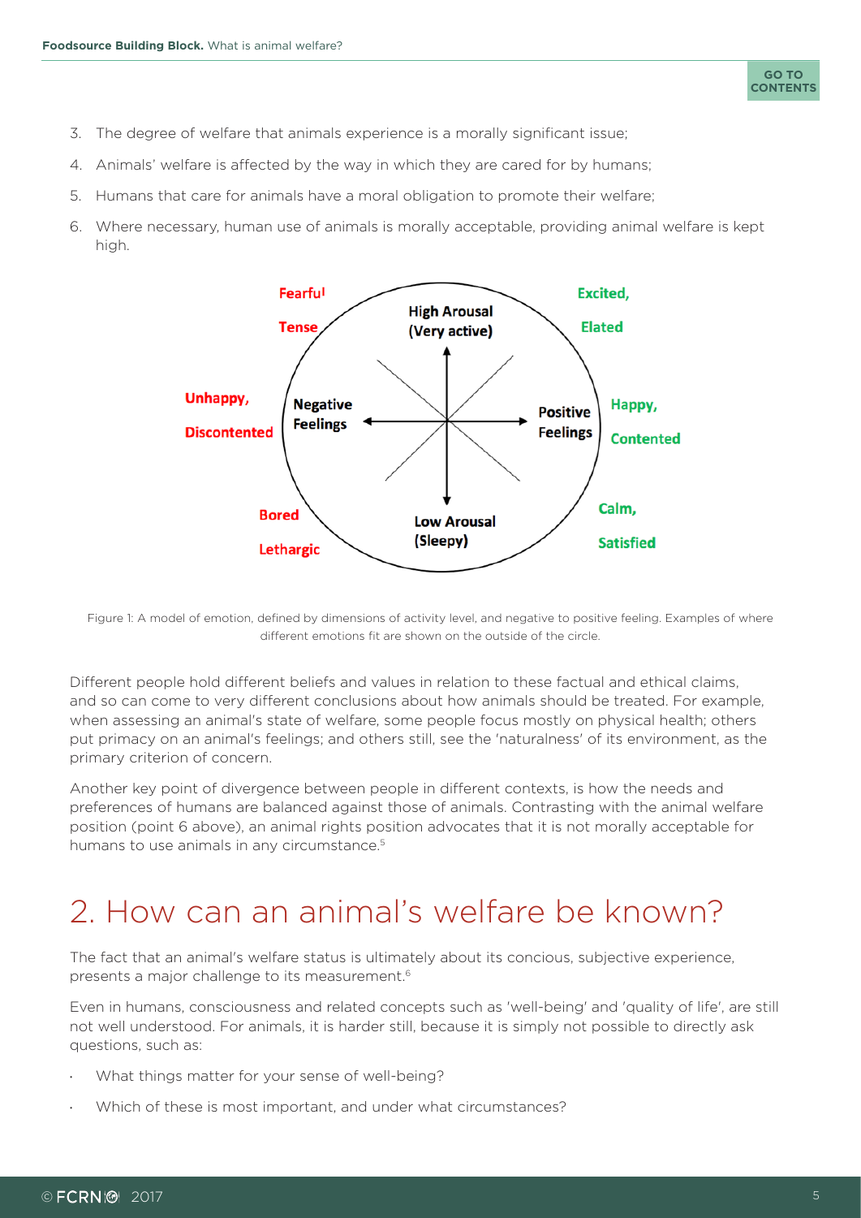3. The degree of welfare that animals experience is a morally significant issue;
4. Animals' welfare is affected by the way in which they are cared for by humans;
5. Humans that care for animals have a moral obligation to promote their welfare;
6. Where necessary, human use of animals is morally acceptable, providing animal welfare is kept high.

Figure 1: A model of emotion, defined by dimensions of activity level, and negative to positive feeling. Examples of where different emotions fit are shown on the outside of the circle.

Different people hold different beliefs and values in relation to these factual and ethical claims, and so can come to very different conclusions about how animals should be treated. For example, when assessing an animal's state of welfare, some people focus mostly on physical health; others put primacy on an animal's feelings; and others still, see the 'naturalness' of its environment, as the primary criterion of concern.

Another key point of divergence between people in different contexts, is how the needs and preferences of humans are balanced against those of animals. Contrasting with the animal welfare position (point 6 above), an animal rights position advocates that it is not morally acceptable for humans to use animals in any circumstance.[5]

## 2. How can an animal's welfare be known?

The fact that an animal's welfare status is ultimately about its concious, subjective experience, presents a major challenge to its measurement.[6]

Even in humans, consciousness and related concepts such as 'well-being' and 'quality of life', are still not well understood. For animals, it is harder still, because it is simply not possible to directly ask questions, such as:

- What things matter for your sense of well-being?
- Which of these is most important, and under what circumstances?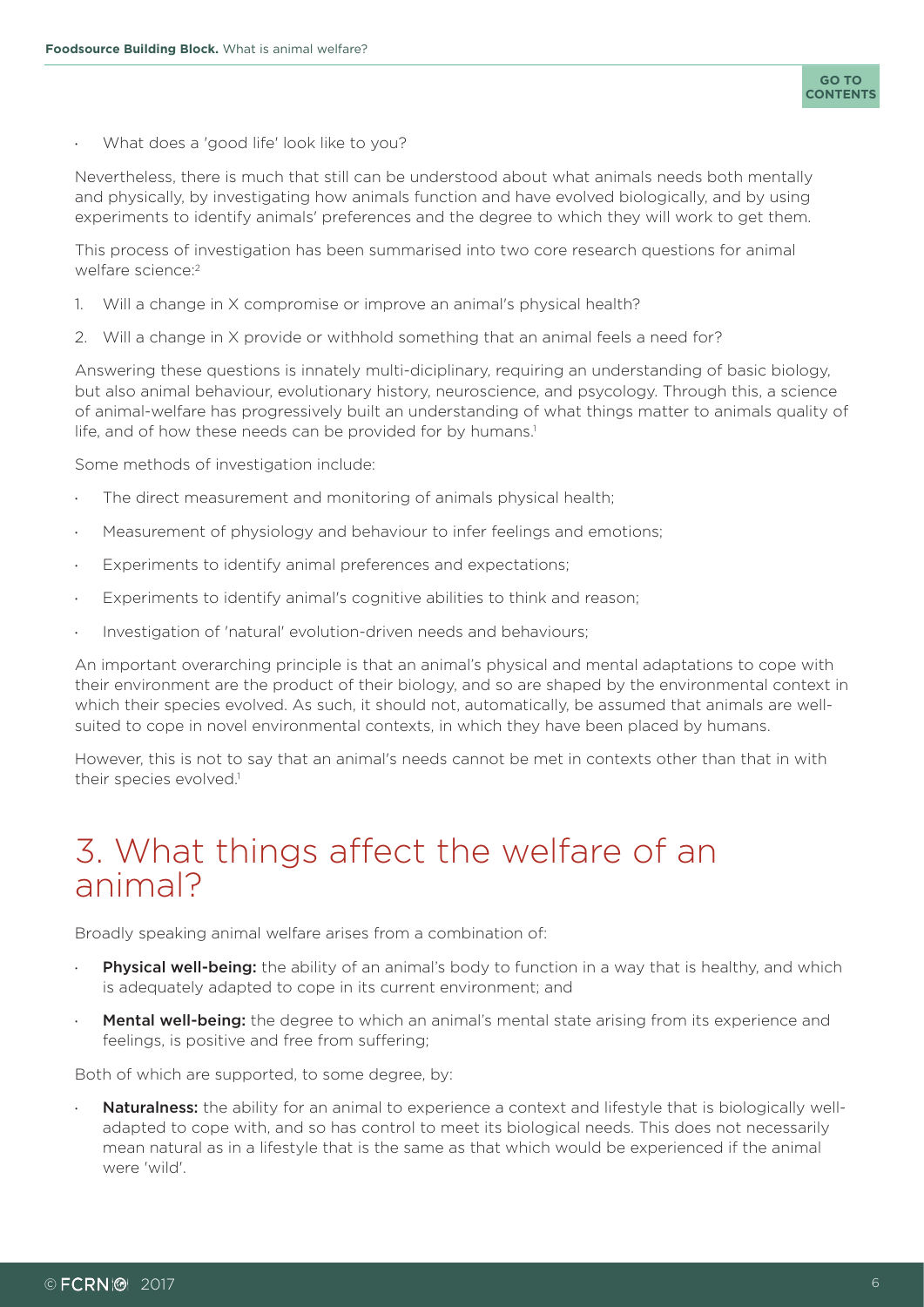- What does a 'good life' look like to you?

Nevertheless, there is much that still can be understood about what animals needs both mentally and physically, by investigating how animals function and have evolved biologically, and by using experiments to identify animals' preferences and the degree to which they will work to get them.

This process of investigation has been summarised into two core research questions for animal welfare science:[2]

1. Will a change in X compromise or improve an animal's physical health?
2. Will a change in X provide or withhold something that an animal feels a need for?

Answering these questions is innately multi-diciplinary, requiring an understanding of basic biology, but also animal behaviour, evolutionary history, neuroscience, and psycology. Through this, a science of animal-welfare has progressively built an understanding of what things matter to animals quality of life, and of how these needs can be provided for by humans.[1]

Some methods of investigation include:

- The direct measurement and monitoring of animals physical health;
- Measurement of physiology and behaviour to infer feelings and emotions;
- Experiments to identify animal preferences and expectations;
- Experiments to identify animal's cognitive abilities to think and reason;
- Investigation of 'natural' evolution-driven needs and behaviours;

An important overarching principle is that an animal's physical and mental adaptations to cope with their environment are the product of their biology, and so are shaped by the environmental context in which their species evolved. As such, it should not, automatically, be assumed that animals are well-suited to cope in novel environmental contexts, in which they have been placed by humans.

However, this is not to say that an animal's needs cannot be met in contexts other than that in with their species evolved.[1]

# 3. What things affect the welfare of an animal?

Broadly speaking animal welfare arises from a combination of:

- **Physical well-being:** the ability of an animal's body to function in a way that is healthy, and which is adequately adapted to cope in its current environment; and
- **Mental well-being:** the degree to which an animal's mental state arising from its experience and feelings, is positive and free from suffering;

Both of which are supported, to some degree, by:

- **Naturalness:** the ability for an animal to experience a context and lifestyle that is biologically well-adapted to cope with, and so has control to meet its biological needs. This does not necessarily mean natural as in a lifestyle that is the same as that which would be experienced if the animal were 'wild'.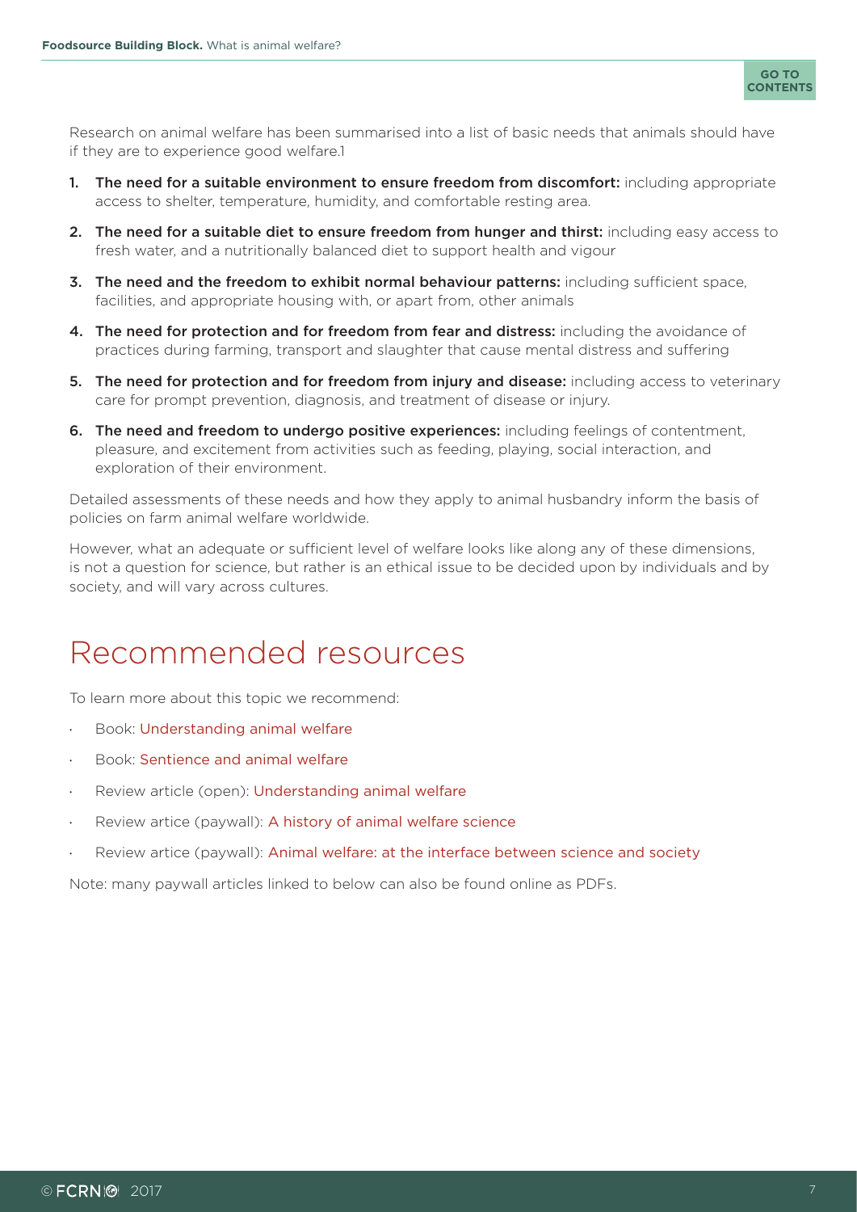Research on animal welfare has been summarised into a list of basic needs that animals should have if they are to experience good welfare.[1]

1. **The need for a suitable environment to ensure freedom from discomfort:** including appropriate access to shelter, temperature, humidity, and comfortable resting area.
2. **The need for a suitable diet to ensure freedom from hunger and thirst:** including easy access to fresh water, and a nutritionally balanced diet to support health and vigour
3. **The need and the freedom to exhibit normal behaviour patterns:** including sufficient space, facilities, and appropriate housing with, or apart from, other animals
4. **The need for protection and for freedom from fear and distress:** including the avoidance of practices during farming, transport and slaughter that cause mental distress and suffering
5. **The need for protection and for freedom from injury and disease:** including access to veterinary care for prompt prevention, diagnosis, and treatment of disease or injury.
6. **The need and freedom to undergo positive experiences:** including feelings of contentment, pleasure, and excitement from activities such as feeding, playing, social interaction, and exploration of their environment.

Detailed assessments of these needs and how they apply to animal husbandry inform the basis of policies on farm animal welfare worldwide.

However, what an adequate or sufficient level of welfare looks like along any of these dimensions, is not a question for science, but rather is an ethical issue to be decided upon by individuals and by society, and will vary across cultures.

# Recommended resources

To learn more about this topic we recommend:

- Book: Understanding animal welfare
- Book: Sentience and animal welfare
- Review article (open): Understanding animal welfare
- Review artice (paywall): A history of animal welfare science
- Review artice (paywall): Animal welfare: at the interface between science and society

Note: many paywall articles linked to below can also be found online as PDFs.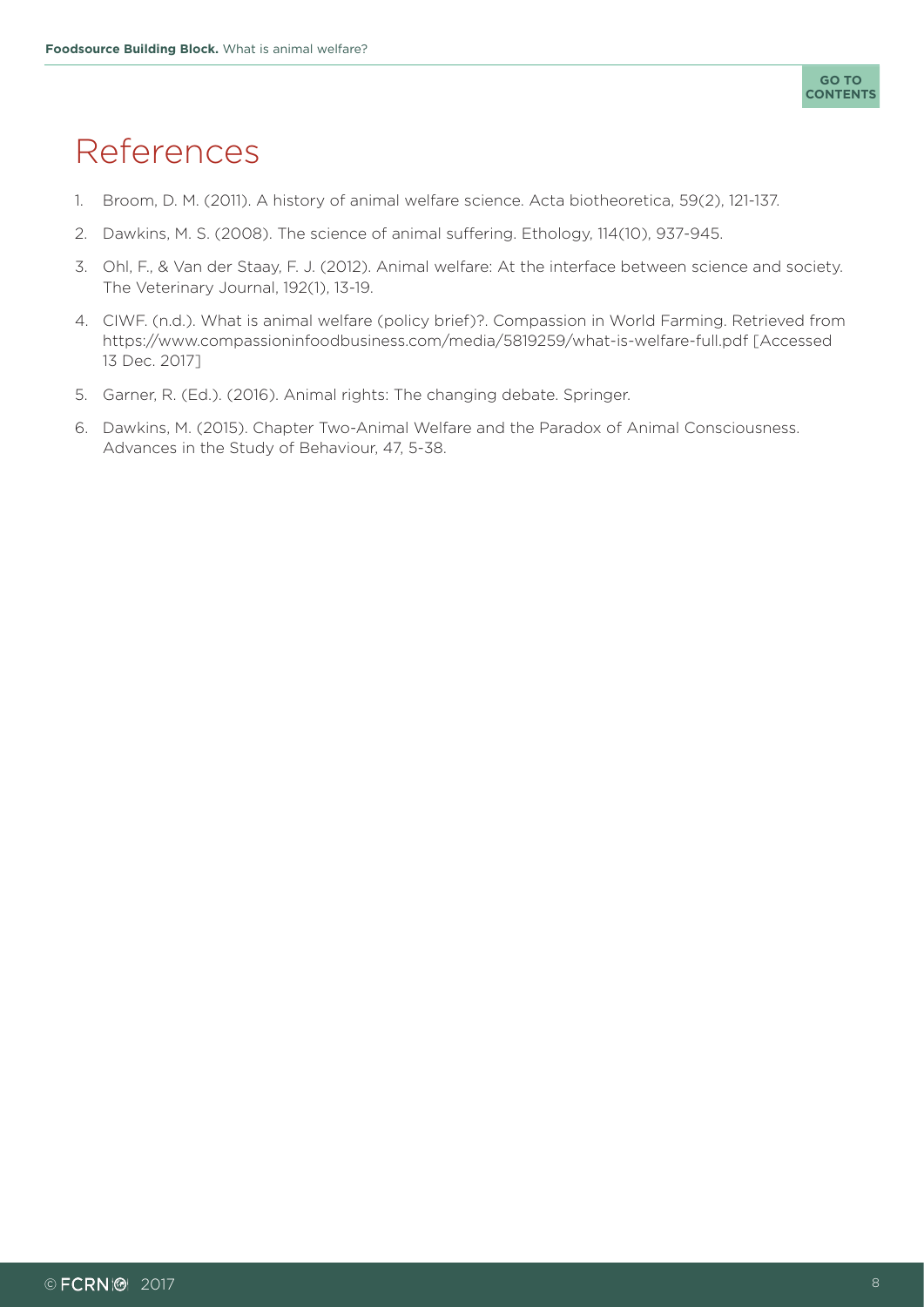# References

1. Broom, D. M. (2011). A history of animal welfare science. Acta biotheoretica, 59(2), 121-137.
2. Dawkins, M. S. (2008). The science of animal suffering. Ethology, 114(10), 937-945.
3. Ohl, F., & Van der Staay, F. J. (2012). Animal welfare: At the interface between science and society. The Veterinary Journal, 192(1), 13-19.
4. CIWF. (n.d.). What is animal welfare (policy brief)?. Compassion in World Farming. Retrieved from https://www.compassioninfoodbusiness.com/media/5819259/what-is-welfare-full.pdf [Accessed 13 Dec. 2017]
5. Garner, R. (Ed.). (2016). Animal rights: The changing debate. Springer.
6. Dawkins, M. (2015). Chapter Two-Animal Welfare and the Paradox of Animal Consciousness. Advances in the Study of Behaviour, 47, 5-38.